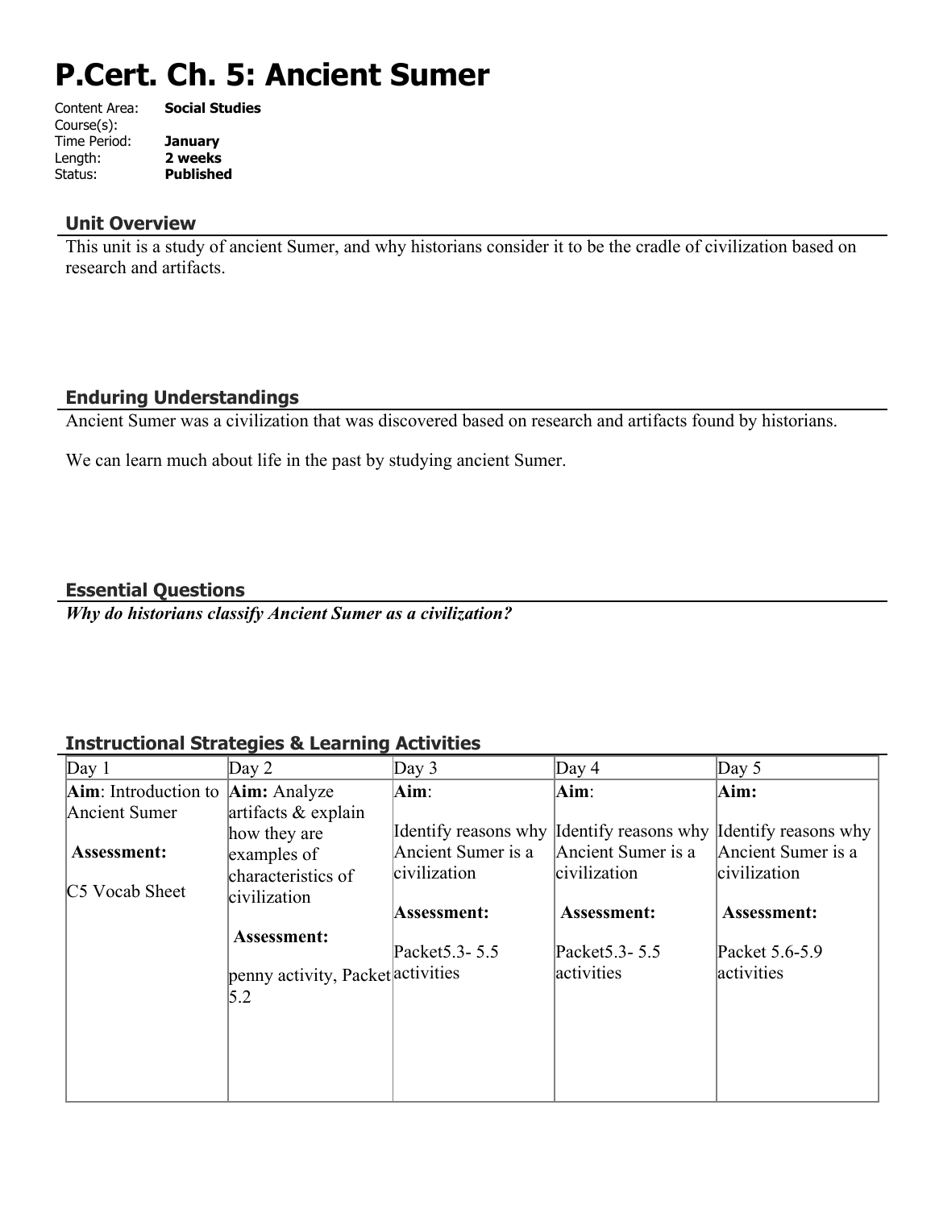# P.Cert. Ch. 5: Ancient Sumer

Content Area: **Social Studies**
Course(s):
Time Period: **January**
Length: **2 weeks**
Status: **Published**

## Unit Overview

This unit is a study of ancient Sumer, and why historians consider it to be the cradle of civilization based on research and artifacts.

## Enduring Understandings

Ancient Sumer was a civilization that was discovered based on research and artifacts found by historians.

We can learn much about life in the past by studying ancient Sumer.

## Essential Questions

***Why do historians classify Ancient Sumer as a civilization?***

## Instructional Strategies & Learning Activities

| Day 1 | Day 2 | Day 3 | Day 4 | Day 5 |
|---|---|---|---|---|
| **Aim**: Introduction to Ancient Sumer<br><br>**Assessment:**<br><br>C5 Vocab Sheet | **Aim:** Analyze artifacts & explain how they are examples of characteristics of civilization<br><br>**Assessment:**<br><br>penny activity, Packet 5.2 | **Aim**:<br><br>Identify reasons why Ancient Sumer is a civilization<br><br>**Assessment:**<br><br>Packet5.3- 5.5 activities | **Aim**:<br><br>Identify reasons why Ancient Sumer is a civilization<br><br>**Assessment:**<br><br>Packet5.3- 5.5 activities | **Aim:**<br><br>Identify reasons why Ancient Sumer is a civilization<br><br>**Assessment:**<br><br>Packet 5.6-5.9 activities |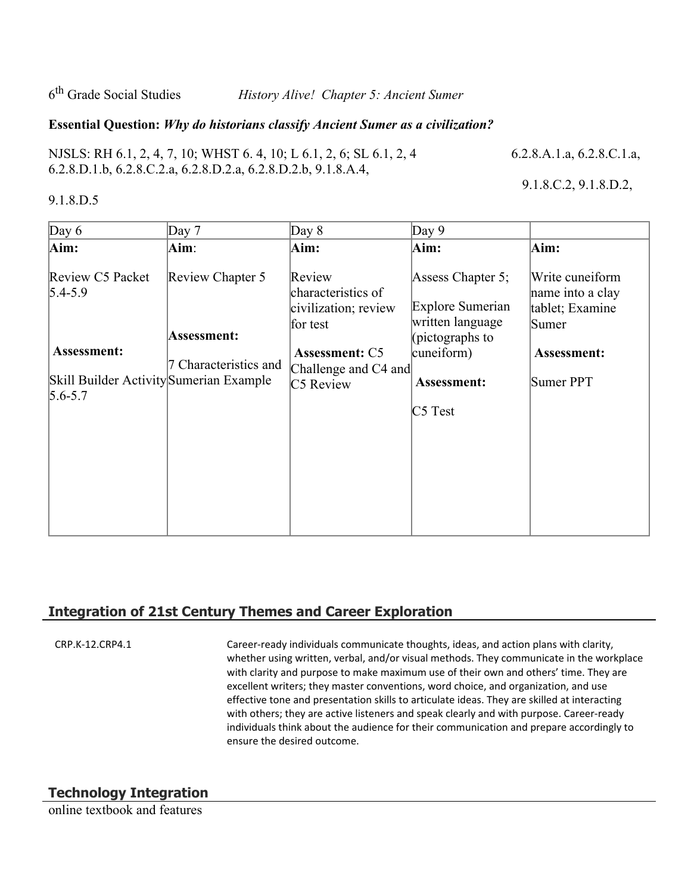6th Grade Social Studies *History Alive! Chapter 5: Ancient Sumer*

**Essential Question:** ***Why do historians classify Ancient Sumer as a civilization?***

NJSLS: RH 6.1, 2, 4, 7, 10; WHST 6. 4, 10; L 6.1, 2, 6; SL 6.1, 2, 4 6.2.8.A.1.a, 6.2.8.C.1.a, 6.2.8.D.1.b, 6.2.8.C.2.a, 6.2.8.D.2.a, 6.2.8.D.2.b, 9.1.8.A.4, 9.1.8.C.2, 9.1.8.D.2, 9.1.8.D.5

| Day 6 | Day 7 | Day 8 | Day 9 | |
|---|---|---|---|---|
| **Aim:**<br><br>Review C5 Packet 5.4-5.9<br><br>**Assessment:**<br><br>Skill Builder Activity 5.6-5.7 | **Aim**:<br><br>Review Chapter 5<br><br>**Assessment:**<br><br>7 Characteristics and Sumerian Example | **Aim:**<br><br>Review characteristics of civilization; review for test<br><br>**Assessment:** C5 Challenge and C4 and C5 Review | **Aim:**<br><br>Assess Chapter 5;<br><br>Explore Sumerian written language (pictographs to cuneiform)<br><br>**Assessment:**<br><br>C5 Test | **Aim:**<br><br>Write cuneiform name into a clay tablet; Examine Sumer<br><br>**Assessment:**<br><br>Sumer PPT |

## Integration of 21st Century Themes and Career Exploration

| | |
|---|---|
| CRP.K-12.CRP4.1 | Career-ready individuals communicate thoughts, ideas, and action plans with clarity, whether using written, verbal, and/or visual methods. They communicate in the workplace with clarity and purpose to make maximum use of their own and others' time. They are excellent writers; they master conventions, word choice, and organization, and use effective tone and presentation skills to articulate ideas. They are skilled at interacting with others; they are active listeners and speak clearly and with purpose. Career-ready individuals think about the audience for their communication and prepare accordingly to ensure the desired outcome. |

## Technology Integration

online textbook and features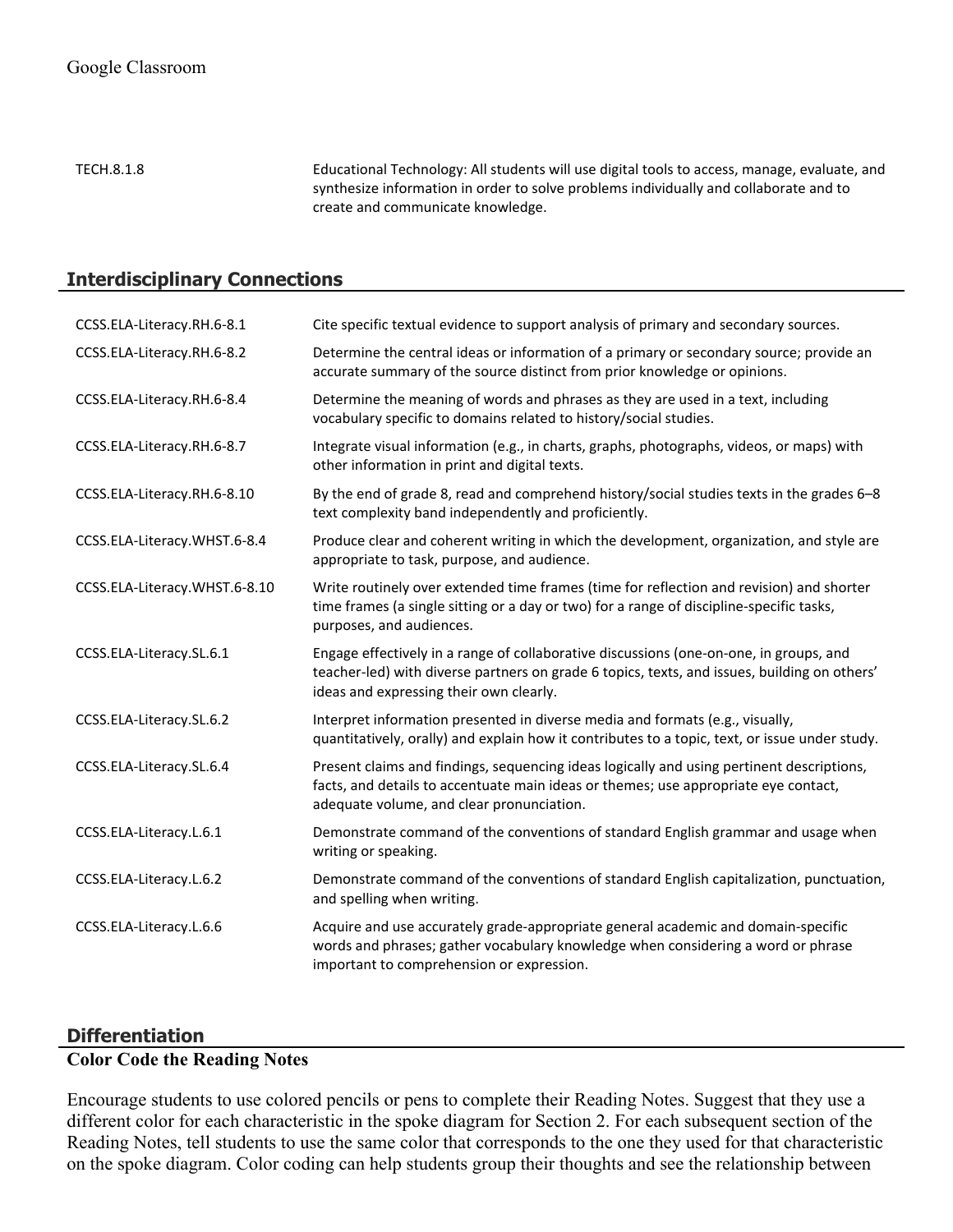Google Classroom

| | |
|---|---|
| TECH.8.1.8 | Educational Technology: All students will use digital tools to access, manage, evaluate, and synthesize information in order to solve problems individually and collaborate and to create and communicate knowledge. |

## Interdisciplinary Connections

| | |
|---|---|
| CCSS.ELA-Literacy.RH.6-8.1 | Cite specific textual evidence to support analysis of primary and secondary sources. |
| CCSS.ELA-Literacy.RH.6-8.2 | Determine the central ideas or information of a primary or secondary source; provide an accurate summary of the source distinct from prior knowledge or opinions. |
| CCSS.ELA-Literacy.RH.6-8.4 | Determine the meaning of words and phrases as they are used in a text, including vocabulary specific to domains related to history/social studies. |
| CCSS.ELA-Literacy.RH.6-8.7 | Integrate visual information (e.g., in charts, graphs, photographs, videos, or maps) with other information in print and digital texts. |
| CCSS.ELA-Literacy.RH.6-8.10 | By the end of grade 8, read and comprehend history/social studies texts in the grades 6–8 text complexity band independently and proficiently. |
| CCSS.ELA-Literacy.WHST.6-8.4 | Produce clear and coherent writing in which the development, organization, and style are appropriate to task, purpose, and audience. |
| CCSS.ELA-Literacy.WHST.6-8.10 | Write routinely over extended time frames (time for reflection and revision) and shorter time frames (a single sitting or a day or two) for a range of discipline-specific tasks, purposes, and audiences. |
| CCSS.ELA-Literacy.SL.6.1 | Engage effectively in a range of collaborative discussions (one-on-one, in groups, and teacher-led) with diverse partners on grade 6 topics, texts, and issues, building on others' ideas and expressing their own clearly. |
| CCSS.ELA-Literacy.SL.6.2 | Interpret information presented in diverse media and formats (e.g., visually, quantitatively, orally) and explain how it contributes to a topic, text, or issue under study. |
| CCSS.ELA-Literacy.SL.6.4 | Present claims and findings, sequencing ideas logically and using pertinent descriptions, facts, and details to accentuate main ideas or themes; use appropriate eye contact, adequate volume, and clear pronunciation. |
| CCSS.ELA-Literacy.L.6.1 | Demonstrate command of the conventions of standard English grammar and usage when writing or speaking. |
| CCSS.ELA-Literacy.L.6.2 | Demonstrate command of the conventions of standard English capitalization, punctuation, and spelling when writing. |
| CCSS.ELA-Literacy.L.6.6 | Acquire and use accurately grade-appropriate general academic and domain-specific words and phrases; gather vocabulary knowledge when considering a word or phrase important to comprehension or expression. |

## Differentiation

**Color Code the Reading Notes**

Encourage students to use colored pencils or pens to complete their Reading Notes. Suggest that they use a different color for each characteristic in the spoke diagram for Section 2. For each subsequent section of the Reading Notes, tell students to use the same color that corresponds to the one they used for that characteristic on the spoke diagram. Color coding can help students group their thoughts and see the relationship between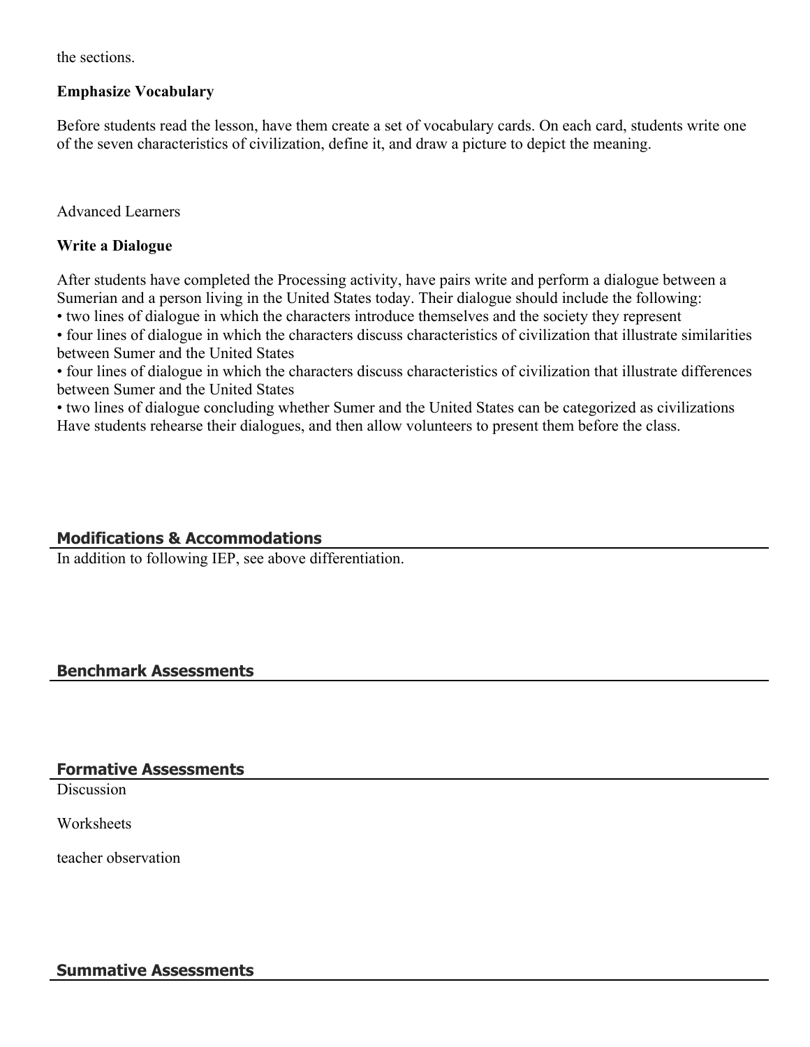the sections.

**Emphasize Vocabulary**

Before students read the lesson, have them create a set of vocabulary cards. On each card, students write one of the seven characteristics of civilization, define it, and draw a picture to depict the meaning.

Advanced Learners

**Write a Dialogue**

After students have completed the Processing activity, have pairs write and perform a dialogue between a Sumerian and a person living in the United States today. Their dialogue should include the following:
• two lines of dialogue in which the characters introduce themselves and the society they represent
• four lines of dialogue in which the characters discuss characteristics of civilization that illustrate similarities between Sumer and the United States
• four lines of dialogue in which the characters discuss characteristics of civilization that illustrate differences between Sumer and the United States
• two lines of dialogue concluding whether Sumer and the United States can be categorized as civilizations
Have students rehearse their dialogues, and then allow volunteers to present them before the class.

## Modifications & Accommodations

In addition to following IEP, see above differentiation.

## Benchmark Assessments

## Formative Assessments

Discussion

Worksheets

teacher observation

## Summative Assessments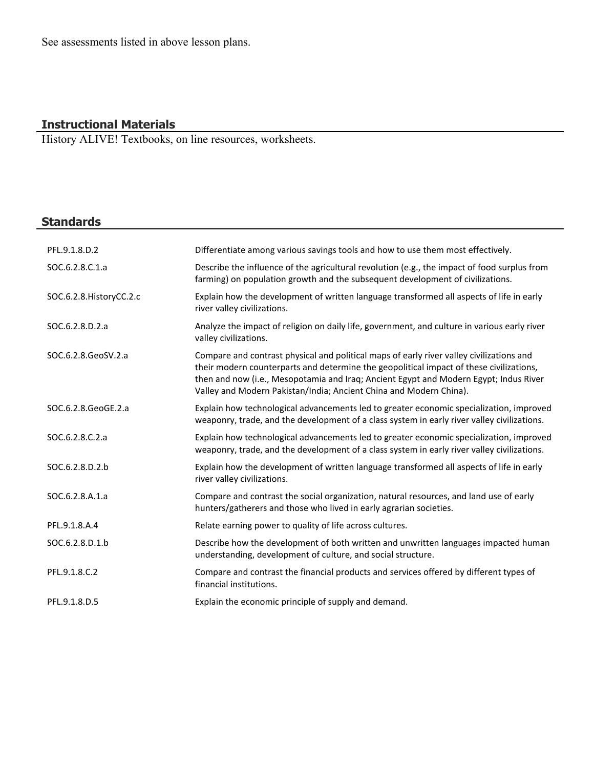See assessments listed in above lesson plans.

## Instructional Materials

History ALIVE! Textbooks, on line resources, worksheets.

## Standards

| | |
|---|---|
| PFL.9.1.8.D.2 | Differentiate among various savings tools and how to use them most effectively. |
| SOC.6.2.8.C.1.a | Describe the influence of the agricultural revolution (e.g., the impact of food surplus from farming) on population growth and the subsequent development of civilizations. |
| SOC.6.2.8.HistoryCC.2.c | Explain how the development of written language transformed all aspects of life in early river valley civilizations. |
| SOC.6.2.8.D.2.a | Analyze the impact of religion on daily life, government, and culture in various early river valley civilizations. |
| SOC.6.2.8.GeoSV.2.a | Compare and contrast physical and political maps of early river valley civilizations and their modern counterparts and determine the geopolitical impact of these civilizations, then and now (i.e., Mesopotamia and Iraq; Ancient Egypt and Modern Egypt; Indus River Valley and Modern Pakistan/India; Ancient China and Modern China). |
| SOC.6.2.8.GeoGE.2.a | Explain how technological advancements led to greater economic specialization, improved weaponry, trade, and the development of a class system in early river valley civilizations. |
| SOC.6.2.8.C.2.a | Explain how technological advancements led to greater economic specialization, improved weaponry, trade, and the development of a class system in early river valley civilizations. |
| SOC.6.2.8.D.2.b | Explain how the development of written language transformed all aspects of life in early river valley civilizations. |
| SOC.6.2.8.A.1.a | Compare and contrast the social organization, natural resources, and land use of early hunters/gatherers and those who lived in early agrarian societies. |
| PFL.9.1.8.A.4 | Relate earning power to quality of life across cultures. |
| SOC.6.2.8.D.1.b | Describe how the development of both written and unwritten languages impacted human understanding, development of culture, and social structure. |
| PFL.9.1.8.C.2 | Compare and contrast the financial products and services offered by different types of financial institutions. |
| PFL.9.1.8.D.5 | Explain the economic principle of supply and demand. |